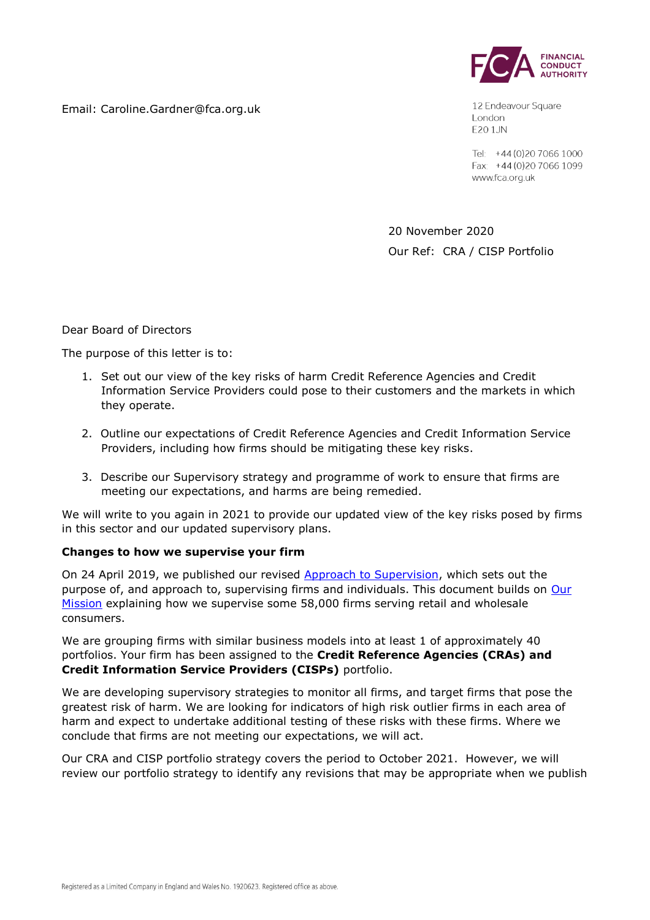FINANCIAL CONDUCT AUTHORITY

Email: Caroline.Gardner@fca.org.uk

12 Endeavour Square
London
E20 1JN

Tel: +44 (0)20 7066 1000
Fax: +44 (0)20 7066 1099
www.fca.org.uk

20 November 2020

Our Ref: CRA / CISP Portfolio

Dear Board of Directors

The purpose of this letter is to:

1. Set out our view of the key risks of harm Credit Reference Agencies and Credit Information Service Providers could pose to their customers and the markets in which they operate.

2. Outline our expectations of Credit Reference Agencies and Credit Information Service Providers, including how firms should be mitigating these key risks.

3. Describe our Supervisory strategy and programme of work to ensure that firms are meeting our expectations, and harms are being remedied.

We will write to you again in 2021 to provide our updated view of the key risks posed by firms in this sector and our updated supervisory plans.

**Changes to how we supervise your firm**

On 24 April 2019, we published our revised Approach to Supervision, which sets out the purpose of, and approach to, supervising firms and individuals. This document builds on Our Mission explaining how we supervise some 58,000 firms serving retail and wholesale consumers.

We are grouping firms with similar business models into at least 1 of approximately 40 portfolios. Your firm has been assigned to the **Credit Reference Agencies (CRAs) and Credit Information Service Providers (CISPs)** portfolio.

We are developing supervisory strategies to monitor all firms, and target firms that pose the greatest risk of harm. We are looking for indicators of high risk outlier firms in each area of harm and expect to undertake additional testing of these risks with these firms. Where we conclude that firms are not meeting our expectations, we will act.

Our CRA and CISP portfolio strategy covers the period to October 2021. However, we will review our portfolio strategy to identify any revisions that may be appropriate when we publish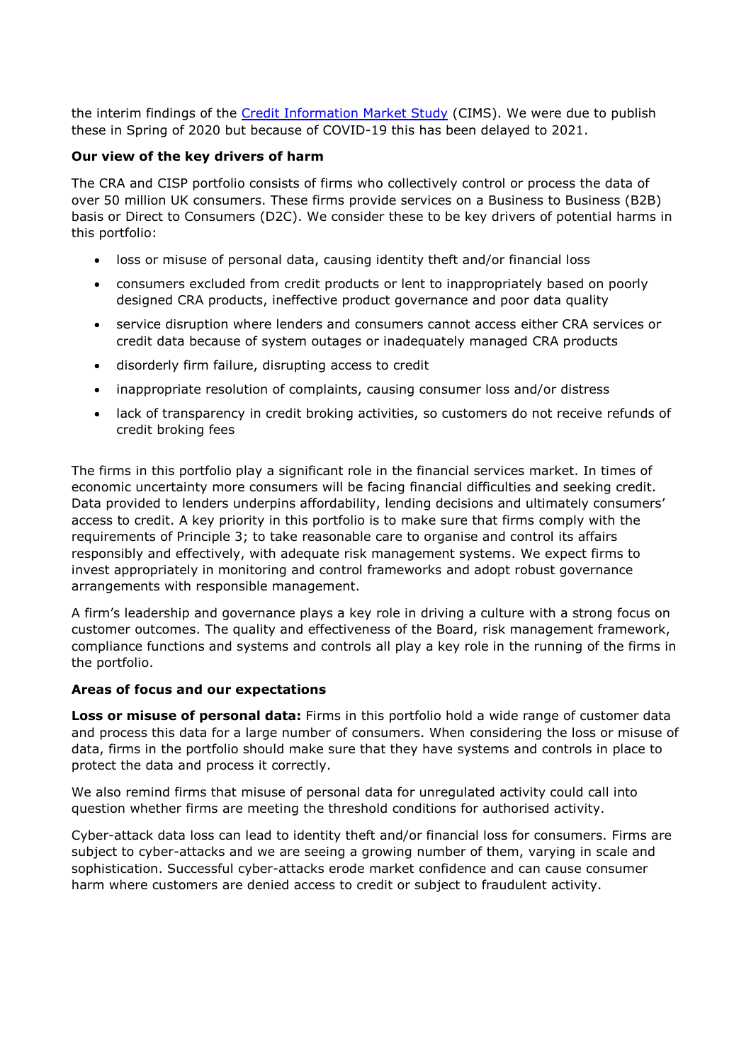the interim findings of the [Credit Information Market Study](#) (CIMS). We were due to publish these in Spring of 2020 but because of COVID-19 this has been delayed to 2021.

**Our view of the key drivers of harm**

The CRA and CISP portfolio consists of firms who collectively control or process the data of over 50 million UK consumers. These firms provide services on a Business to Business (B2B) basis or Direct to Consumers (D2C). We consider these to be key drivers of potential harms in this portfolio:

- loss or misuse of personal data, causing identity theft and/or financial loss
- consumers excluded from credit products or lent to inappropriately based on poorly designed CRA products, ineffective product governance and poor data quality
- service disruption where lenders and consumers cannot access either CRA services or credit data because of system outages or inadequately managed CRA products
- disorderly firm failure, disrupting access to credit
- inappropriate resolution of complaints, causing consumer loss and/or distress
- lack of transparency in credit broking activities, so customers do not receive refunds of credit broking fees

The firms in this portfolio play a significant role in the financial services market. In times of economic uncertainty more consumers will be facing financial difficulties and seeking credit. Data provided to lenders underpins affordability, lending decisions and ultimately consumers' access to credit. A key priority in this portfolio is to make sure that firms comply with the requirements of Principle 3; to take reasonable care to organise and control its affairs responsibly and effectively, with adequate risk management systems. We expect firms to invest appropriately in monitoring and control frameworks and adopt robust governance arrangements with responsible management.

A firm's leadership and governance plays a key role in driving a culture with a strong focus on customer outcomes. The quality and effectiveness of the Board, risk management framework, compliance functions and systems and controls all play a key role in the running of the firms in the portfolio.

**Areas of focus and our expectations**

**Loss or misuse of personal data:** Firms in this portfolio hold a wide range of customer data and process this data for a large number of consumers. When considering the loss or misuse of data, firms in the portfolio should make sure that they have systems and controls in place to protect the data and process it correctly.

We also remind firms that misuse of personal data for unregulated activity could call into question whether firms are meeting the threshold conditions for authorised activity.

Cyber-attack data loss can lead to identity theft and/or financial loss for consumers. Firms are subject to cyber-attacks and we are seeing a growing number of them, varying in scale and sophistication. Successful cyber-attacks erode market confidence and can cause consumer harm where customers are denied access to credit or subject to fraudulent activity.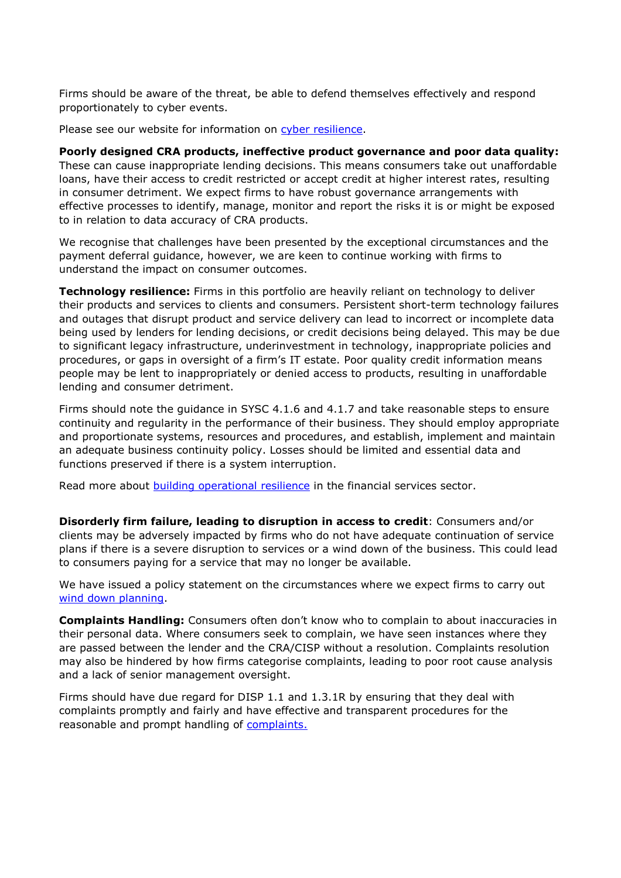Firms should be aware of the threat, be able to defend themselves effectively and respond proportionately to cyber events.

Please see our website for information on [cyber resilience](cyber resilience).

**Poorly designed CRA products, ineffective product governance and poor data quality:** These can cause inappropriate lending decisions. This means consumers take out unaffordable loans, have their access to credit restricted or accept credit at higher interest rates, resulting in consumer detriment. We expect firms to have robust governance arrangements with effective processes to identify, manage, monitor and report the risks it is or might be exposed to in relation to data accuracy of CRA products.

We recognise that challenges have been presented by the exceptional circumstances and the payment deferral guidance, however, we are keen to continue working with firms to understand the impact on consumer outcomes.

**Technology resilience:** Firms in this portfolio are heavily reliant on technology to deliver their products and services to clients and consumers. Persistent short-term technology failures and outages that disrupt product and service delivery can lead to incorrect or incomplete data being used by lenders for lending decisions, or credit decisions being delayed. This may be due to significant legacy infrastructure, underinvestment in technology, inappropriate policies and procedures, or gaps in oversight of a firm's IT estate. Poor quality credit information means people may be lent to inappropriately or denied access to products, resulting in unaffordable lending and consumer detriment.

Firms should note the guidance in SYSC 4.1.6 and 4.1.7 and take reasonable steps to ensure continuity and regularity in the performance of their business. They should employ appropriate and proportionate systems, resources and procedures, and establish, implement and maintain an adequate business continuity policy. Losses should be limited and essential data and functions preserved if there is a system interruption.

Read more about building operational resilience in the financial services sector.

**Disorderly firm failure, leading to disruption in access to credit**: Consumers and/or clients may be adversely impacted by firms who do not have adequate continuation of service plans if there is a severe disruption to services or a wind down of the business. This could lead to consumers paying for a service that may no longer be available.

We have issued a policy statement on the circumstances where we expect firms to carry out wind down planning.

**Complaints Handling:** Consumers often don't know who to complain to about inaccuracies in their personal data. Where consumers seek to complain, we have seen instances where they are passed between the lender and the CRA/CISP without a resolution. Complaints resolution may also be hindered by how firms categorise complaints, leading to poor root cause analysis and a lack of senior management oversight.

Firms should have due regard for DISP 1.1 and 1.3.1R by ensuring that they deal with complaints promptly and fairly and have effective and transparent procedures for the reasonable and prompt handling of complaints.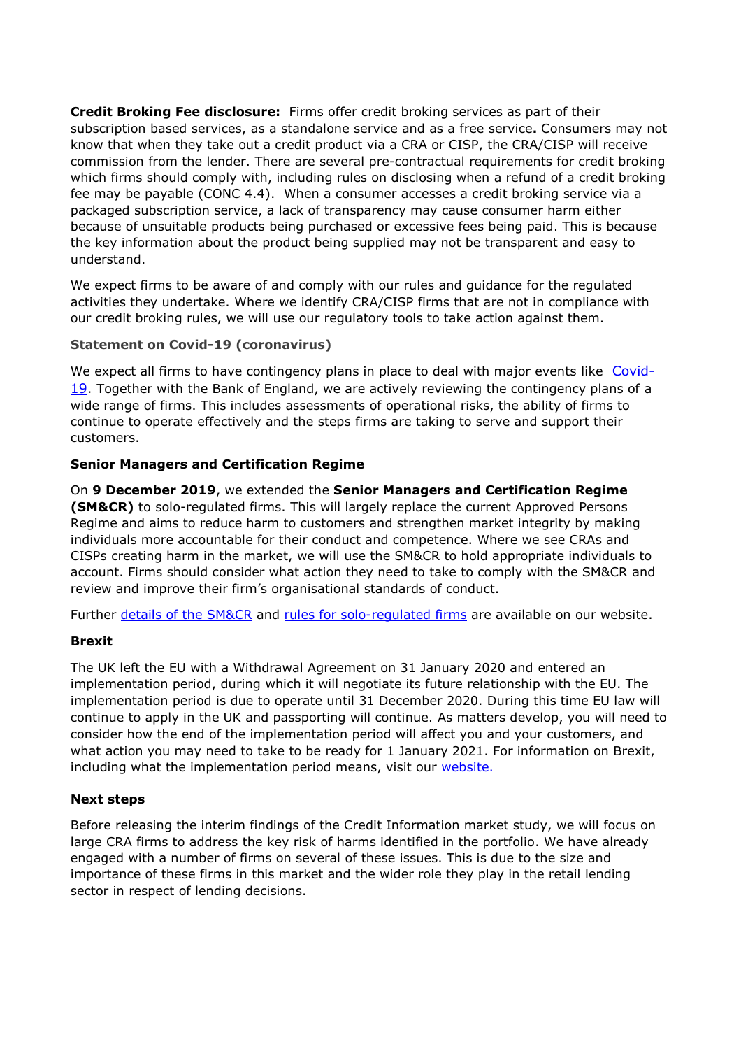**Credit Broking Fee disclosure:** Firms offer credit broking services as part of their subscription based services, as a standalone service and as a free service**.** Consumers may not know that when they take out a credit product via a CRA or CISP, the CRA/CISP will receive commission from the lender. There are several pre-contractual requirements for credit broking which firms should comply with, including rules on disclosing when a refund of a credit broking fee may be payable (CONC 4.4). When a consumer accesses a credit broking service via a packaged subscription service, a lack of transparency may cause consumer harm either because of unsuitable products being purchased or excessive fees being paid. This is because the key information about the product being supplied may not be transparent and easy to understand.

We expect firms to be aware of and comply with our rules and guidance for the regulated activities they undertake. Where we identify CRA/CISP firms that are not in compliance with our credit broking rules, we will use our regulatory tools to take action against them.

**Statement on Covid-19 (coronavirus)**

We expect all firms to have contingency plans in place to deal with major events like Covid-19. Together with the Bank of England, we are actively reviewing the contingency plans of a wide range of firms. This includes assessments of operational risks, the ability of firms to continue to operate effectively and the steps firms are taking to serve and support their customers.

**Senior Managers and Certification Regime**

On **9 December 2019**, we extended the **Senior Managers and Certification Regime (SM&CR)** to solo-regulated firms. This will largely replace the current Approved Persons Regime and aims to reduce harm to customers and strengthen market integrity by making individuals more accountable for their conduct and competence. Where we see CRAs and CISPs creating harm in the market, we will use the SM&CR to hold appropriate individuals to account. Firms should consider what action they need to take to comply with the SM&CR and review and improve their firm's organisational standards of conduct.

Further details of the SM&CR and rules for solo-regulated firms are available on our website.

**Brexit**

The UK left the EU with a Withdrawal Agreement on 31 January 2020 and entered an implementation period, during which it will negotiate its future relationship with the EU. The implementation period is due to operate until 31 December 2020. During this time EU law will continue to apply in the UK and passporting will continue. As matters develop, you will need to consider how the end of the implementation period will affect you and your customers, and what action you may need to take to be ready for 1 January 2021. For information on Brexit, including what the implementation period means, visit our website.

**Next steps**

Before releasing the interim findings of the Credit Information market study, we will focus on large CRA firms to address the key risk of harms identified in the portfolio. We have already engaged with a number of firms on several of these issues. This is due to the size and importance of these firms in this market and the wider role they play in the retail lending sector in respect of lending decisions.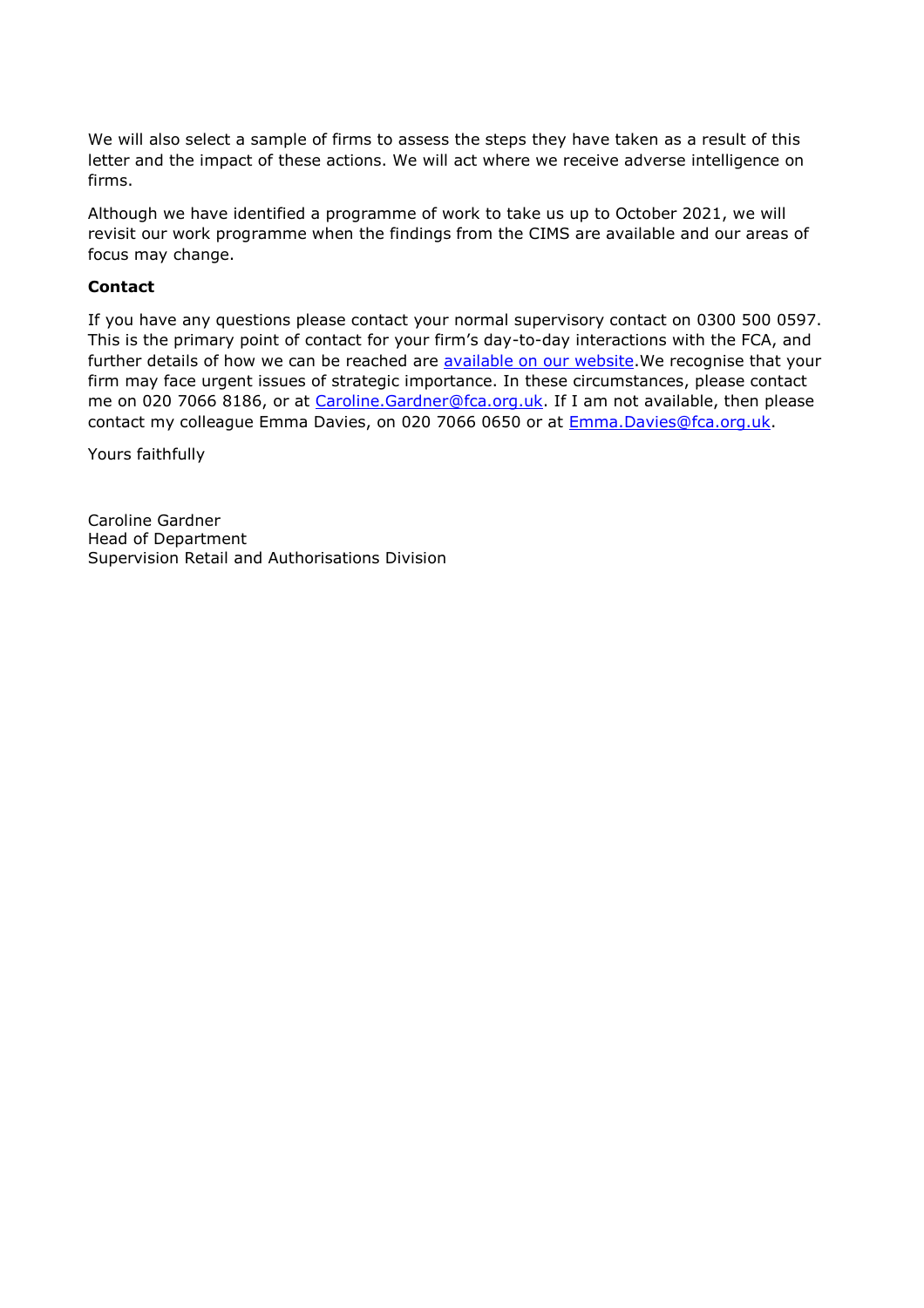We will also select a sample of firms to assess the steps they have taken as a result of this letter and the impact of these actions. We will act where we receive adverse intelligence on firms.

Although we have identified a programme of work to take us up to October 2021, we will revisit our work programme when the findings from the CIMS are available and our areas of focus may change.

**Contact**

If you have any questions please contact your normal supervisory contact on 0300 500 0597. This is the primary point of contact for your firm's day-to-day interactions with the FCA, and further details of how we can be reached are available on our website.We recognise that your firm may face urgent issues of strategic importance. In these circumstances, please contact me on 020 7066 8186, or at Caroline.Gardner@fca.org.uk. If I am not available, then please contact my colleague Emma Davies, on 020 7066 0650 or at Emma.Davies@fca.org.uk.

Yours faithfully

Caroline Gardner
Head of Department
Supervision Retail and Authorisations Division